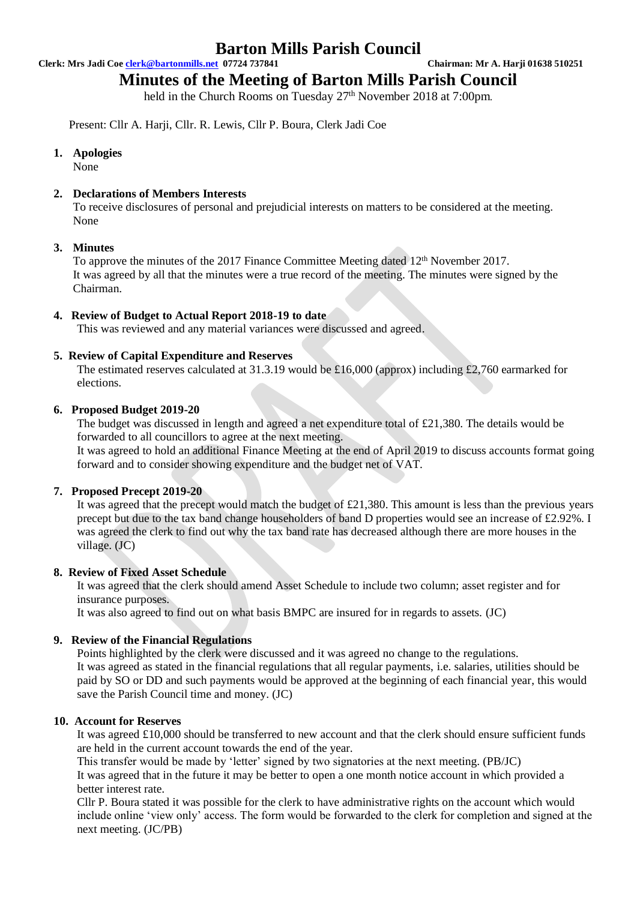# Barton Mills Parish Council

**Clerk: Mrs Jadi Coe clerk@bartonmills.net 07724 737841** **Chairman: Mr A. Harji 01638 510251**

## Minutes of the Meeting of Barton Mills Parish Council

held in the Church Rooms on Tuesday 27th November 2018 at 7:00pm.

Present: Cllr A. Harji, Cllr. R. Lewis, Cllr P. Boura, Clerk Jadi Coe

1. **Apologies**
   None

2. **Declarations of Members Interests**
   To receive disclosures of personal and prejudicial interests on matters to be considered at the meeting.
   None

3. **Minutes**
   To approve the minutes of the 2017 Finance Committee Meeting dated 12th November 2017.
   It was agreed by all that the minutes were a true record of the meeting. The minutes were signed by the Chairman.

4. **Review of Budget to Actual Report 2018-19 to date**
   This was reviewed and any material variances were discussed and agreed.

5. **Review of Capital Expenditure and Reserves**
   The estimated reserves calculated at 31.3.19 would be £16,000 (approx) including £2,760 earmarked for elections.

6. **Proposed Budget 2019-20**
   The budget was discussed in length and agreed a net expenditure total of £21,380. The details would be forwarded to all councillors to agree at the next meeting.
   It was agreed to hold an additional Finance Meeting at the end of April 2019 to discuss accounts format going forward and to consider showing expenditure and the budget net of VAT.

7. **Proposed Precept 2019-20**
   It was agreed that the precept would match the budget of £21,380. This amount is less than the previous years precept but due to the tax band change householders of band D properties would see an increase of £2.92%. I was agreed the clerk to find out why the tax band rate has decreased although there are more houses in the village. (JC)

8. **Review of Fixed Asset Schedule**
   It was agreed that the clerk should amend Asset Schedule to include two column; asset register and for insurance purposes.
   It was also agreed to find out on what basis BMPC are insured for in regards to assets. (JC)

9. **Review of the Financial Regulations**
   Points highlighted by the clerk were discussed and it was agreed no change to the regulations.
   It was agreed as stated in the financial regulations that all regular payments, i.e. salaries, utilities should be paid by SO or DD and such payments would be approved at the beginning of each financial year, this would save the Parish Council time and money. (JC)

10. **Account for Reserves**
    It was agreed £10,000 should be transferred to new account and that the clerk should ensure sufficient funds are held in the current account towards the end of the year.
    This transfer would be made by 'letter' signed by two signatories at the next meeting. (PB/JC)
    It was agreed that in the future it may be better to open a one month notice account in which provided a better interest rate.
    Cllr P. Boura stated it was possible for the clerk to have administrative rights on the account which would include online 'view only' access. The form would be forwarded to the clerk for completion and signed at the next meeting. (JC/PB)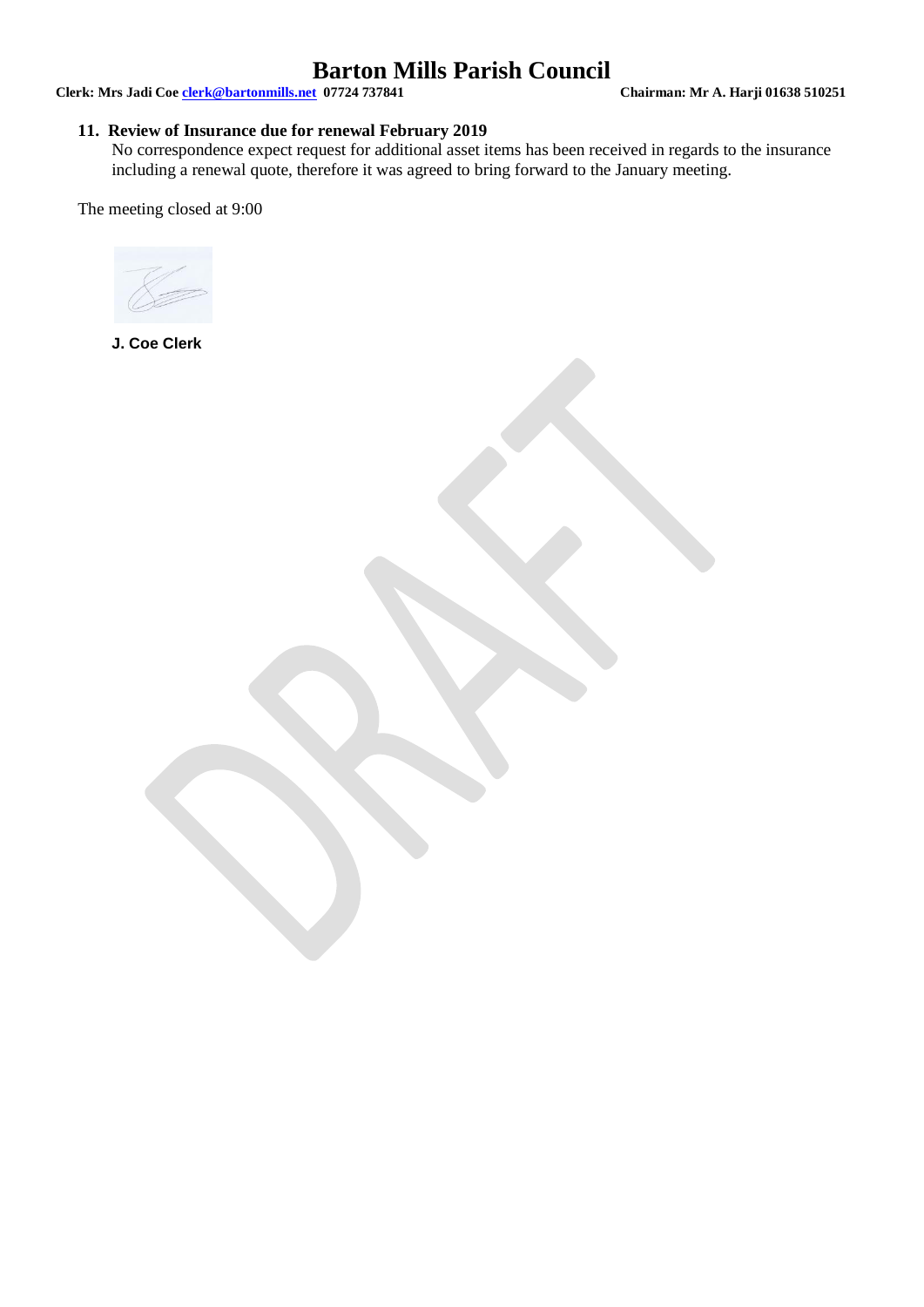**11. Review of Insurance due for renewal February 2019**

No correspondence expect request for additional asset items has been received in regards to the insurance including a renewal quote, therefore it was agreed to bring forward to the January meeting.

The meeting closed at 9:00

**J. Coe Clerk**